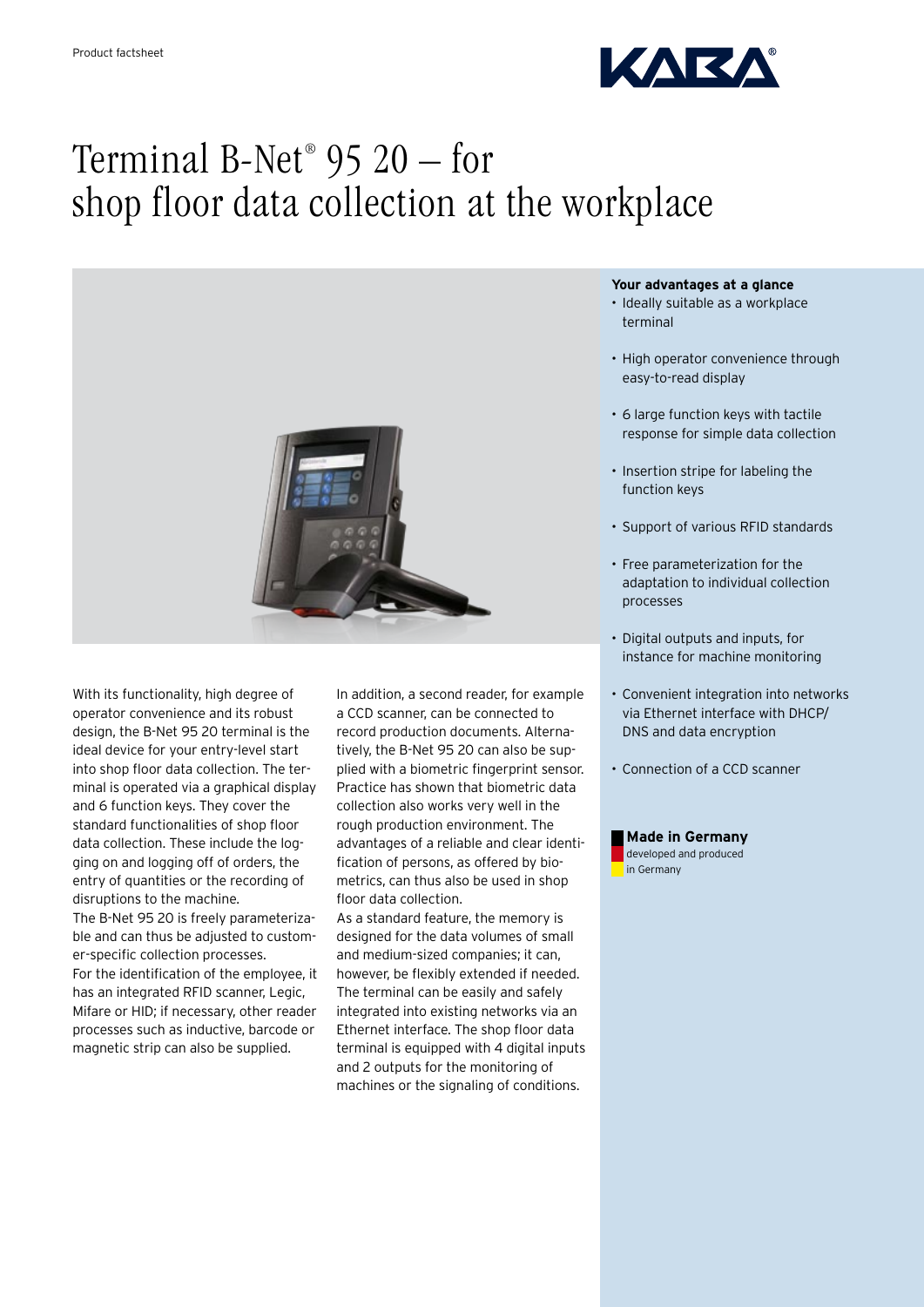Product factsheet

# Terminal B-Net® 95 20 – for shop floor data collection at the workplace

With its functionality, high degree of operator convenience and its robust design, the B-Net 95 20 terminal is the ideal device for your entry-level start into shop floor data collection. The terminal is operated via a graphical display and 6 function keys. They cover the standard functionalities of shop floor data collection. These include the logging on and logging off of orders, the entry of quantities or the recording of disruptions to the machine.

The B-Net 95 20 is freely parameterizable and can thus be adjusted to customer-specific collection processes.

For the identification of the employee, it has an integrated RFID scanner, Legic, Mifare or HID; if necessary, other reader processes such as inductive, barcode or magnetic strip can also be supplied.

In addition, a second reader, for example a CCD scanner, can be connected to record production documents. Alternatively, the B-Net 95 20 can also be supplied with a biometric fingerprint sensor. Practice has shown that biometric data collection also works very well in the rough production environment. The advantages of a reliable and clear identification of persons, as offered by biometrics, can thus also be used in shop floor data collection.

As a standard feature, the memory is designed for the data volumes of small and medium-sized companies; it can, however, be flexibly extended if needed. The terminal can be easily and safely integrated into existing networks via an Ethernet interface. The shop floor data terminal is equipped with 4 digital inputs and 2 outputs for the monitoring of machines or the signaling of conditions.

**Your advantages at a glance**

- Ideally suitable as a workplace terminal
- High operator convenience through easy-to-read display
- 6 large function keys with tactile response for simple data collection
- Insertion stripe for labeling the function keys
- Support of various RFID standards
- Free parameterization for the adaptation to individual collection processes
- Digital outputs and inputs, for instance for machine monitoring
- Convenient integration into networks via Ethernet interface with DHCP/DNS and data encryption
- Connection of a CCD scanner

**Made in Germany**
developed and produced in Germany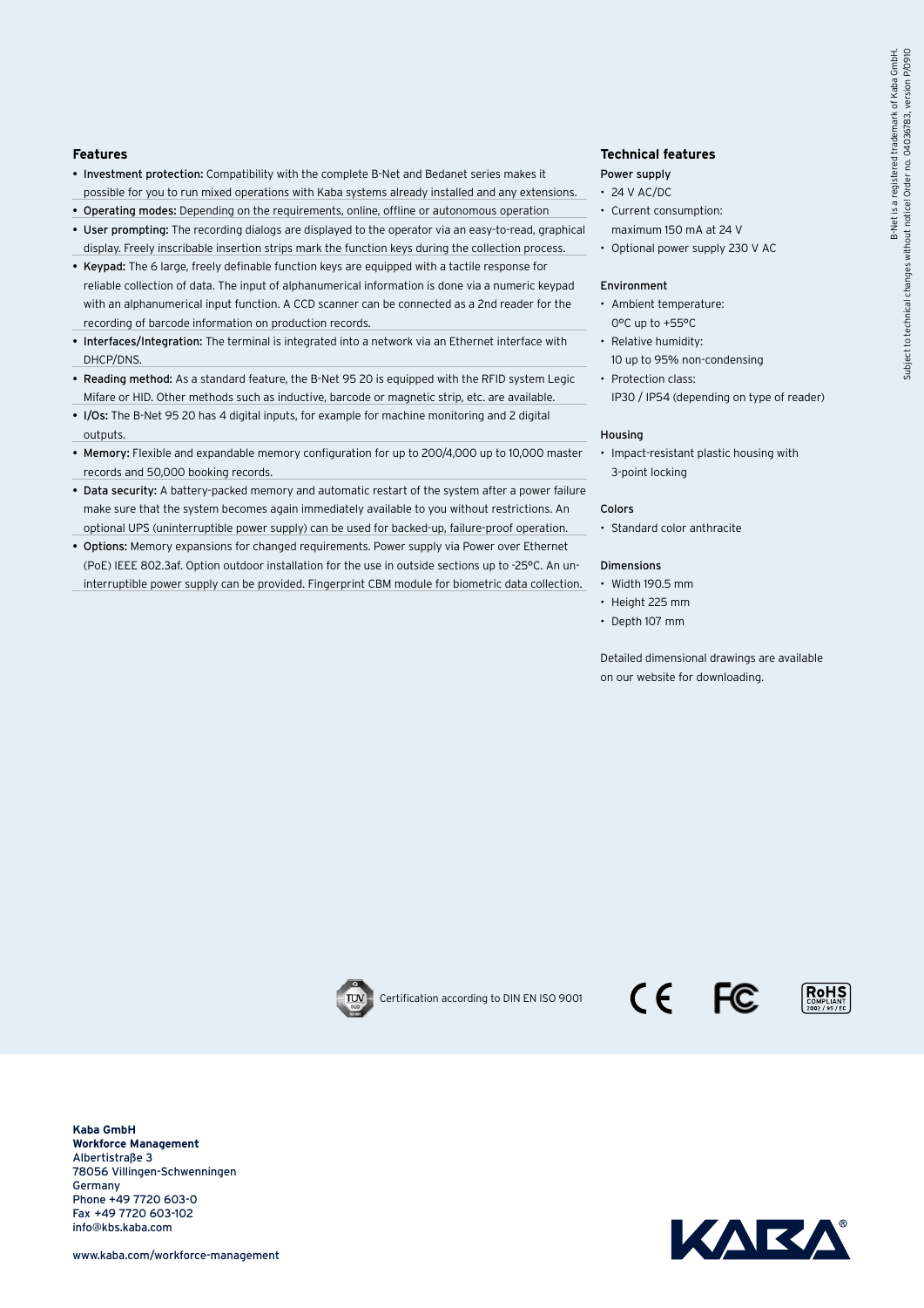## Features

- **Investment protection:** Compatibility with the complete B-Net and Bedanet series makes it possible for you to run mixed operations with Kaba systems already installed and any extensions.
- **Operating modes:** Depending on the requirements, online, offline or autonomous operation
- **User prompting:** The recording dialogs are displayed to the operator via an easy-to-read, graphical display. Freely inscribable insertion strips mark the function keys during the collection process.
- **Keypad:** The 6 large, freely definable function keys are equipped with a tactile response for reliable collection of data. The input of alphanumerical information is done via a numeric keypad with an alphanumerical input function. A CCD scanner can be connected as a 2nd reader for the recording of barcode information on production records.
- **Interfaces/Integration:** The terminal is integrated into a network via an Ethernet interface with DHCP/DNS.
- **Reading method:** As a standard feature, the B-Net 95 20 is equipped with the RFID system Legic Mifare or HID. Other methods such as inductive, barcode or magnetic strip, etc. are available.
- **I/Os:** The B-Net 95 20 has 4 digital inputs, for example for machine monitoring and 2 digital outputs.
- **Memory:** Flexible and expandable memory configuration for up to 200/4,000 up to 10,000 master records and 50,000 booking records.
- **Data security:** A battery-packed memory and automatic restart of the system after a power failure make sure that the system becomes again immediately available to you without restrictions. An optional UPS (uninterruptible power supply) can be used for backed-up, failure-proof operation.
- **Options:** Memory expansions for changed requirements. Power supply via Power over Ethernet (PoE) IEEE 802.3af. Option outdoor installation for the use in outside sections up to -25°C. An uninterruptible power supply can be provided. Fingerprint CBM module for biometric data collection.

## Technical features

**Power supply**

- 24 V AC/DC
- Current consumption: maximum 150 mA at 24 V
- Optional power supply 230 V AC

**Environment**

- Ambient temperature: 0°C up to +55°C
- Relative humidity: 10 up to 95% non-condensing
- Protection class: IP30 / IP54 (depending on type of reader)

**Housing**

- Impact-resistant plastic housing with 3-point locking

**Colors**

- Standard color anthracite

**Dimensions**

- Width 190.5 mm
- Height 225 mm
- Depth 107 mm

Detailed dimensional drawings are available on our website for downloading.

Certification according to DIN EN ISO 9001

B-Net is a registered trademark of Kaba GmbH.
Subject to technical changes without notice! Order no. 04036783, version P/0910

**Kaba GmbH**
**Workforce Management**
Albertistraße 3
78056 Villingen-Schwenningen
Germany
Phone +49 7720 603-0
Fax +49 7720 603-102
info@kbs.kaba.com

www.kaba.com/workforce-management